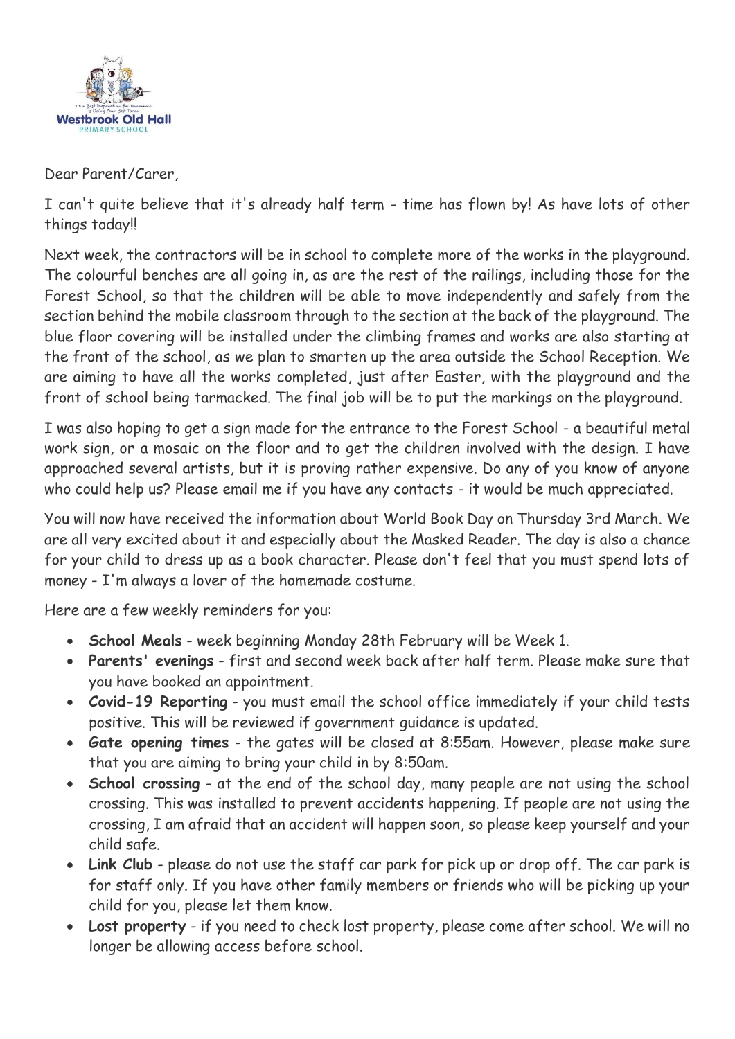Westbrook Old Hall

PRIMARY SCHOOL

Dear Parent/Carer,

I can't quite believe that it's already half term - time has flown by! As have lots of other things today!!

Next week, the contractors will be in school to complete more of the works in the playground. The colourful benches are all going in, as are the rest of the railings, including those for the Forest School, so that the children will be able to move independently and safely from the section behind the mobile classroom through to the section at the back of the playground. The blue floor covering will be installed under the climbing frames and works are also starting at the front of the school, as we plan to smarten up the area outside the School Reception. We are aiming to have all the works completed, just after Easter, with the playground and the front of school being tarmacked. The final job will be to put the markings on the playground.

I was also hoping to get a sign made for the entrance to the Forest School - a beautiful metal work sign, or a mosaic on the floor and to get the children involved with the design. I have approached several artists, but it is proving rather expensive. Do any of you know of anyone who could help us? Please email me if you have any contacts - it would be much appreciated.

You will now have received the information about World Book Day on Thursday 3rd March. We are all very excited about it and especially about the Masked Reader. The day is also a chance for your child to dress up as a book character. Please don't feel that you must spend lots of money - I'm always a lover of the homemade costume.

Here are a few weekly reminders for you:

- **School Meals** - week beginning Monday 28th February will be Week 1.
- **Parents' evenings** - first and second week back after half term. Please make sure that you have booked an appointment.
- **Covid-19 Reporting** - you must email the school office immediately if your child tests positive. This will be reviewed if government guidance is updated.
- **Gate opening times** - the gates will be closed at 8:55am. However, please make sure that you are aiming to bring your child in by 8:50am.
- **School crossing** - at the end of the school day, many people are not using the school crossing. This was installed to prevent accidents happening. If people are not using the crossing, I am afraid that an accident will happen soon, so please keep yourself and your child safe.
- **Link Club** - please do not use the staff car park for pick up or drop off. The car park is for staff only. If you have other family members or friends who will be picking up your child for you, please let them know.
- **Lost property** - if you need to check lost property, please come after school. We will no longer be allowing access before school.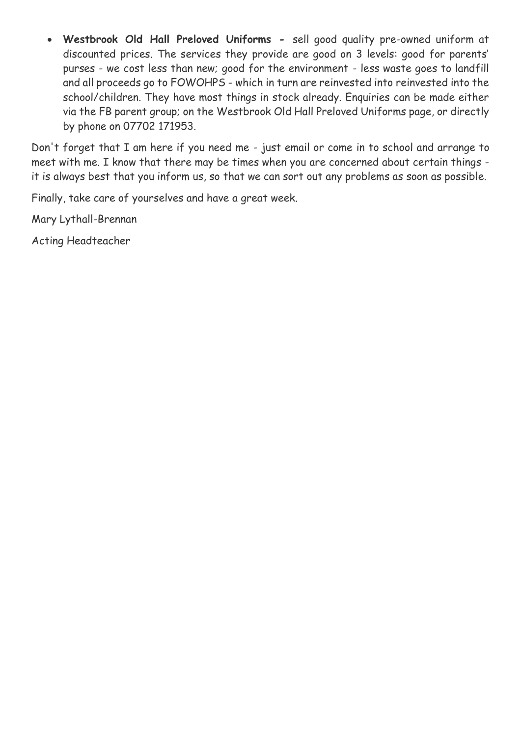- **Westbrook Old Hall Preloved Uniforms -** sell good quality pre-owned uniform at discounted prices. The services they provide are good on 3 levels: good for parents' purses - we cost less than new; good for the environment - less waste goes to landfill and all proceeds go to FOWOHPS - which in turn are reinvested into reinvested into the school/children. They have most things in stock already. Enquiries can be made either via the FB parent group; on the Westbrook Old Hall Preloved Uniforms page, or directly by phone on 07702 171953.

Don't forget that I am here if you need me - just email or come in to school and arrange to meet with me. I know that there may be times when you are concerned about certain things - it is always best that you inform us, so that we can sort out any problems as soon as possible.

Finally, take care of yourselves and have a great week.

Mary Lythall-Brennan

Acting Headteacher